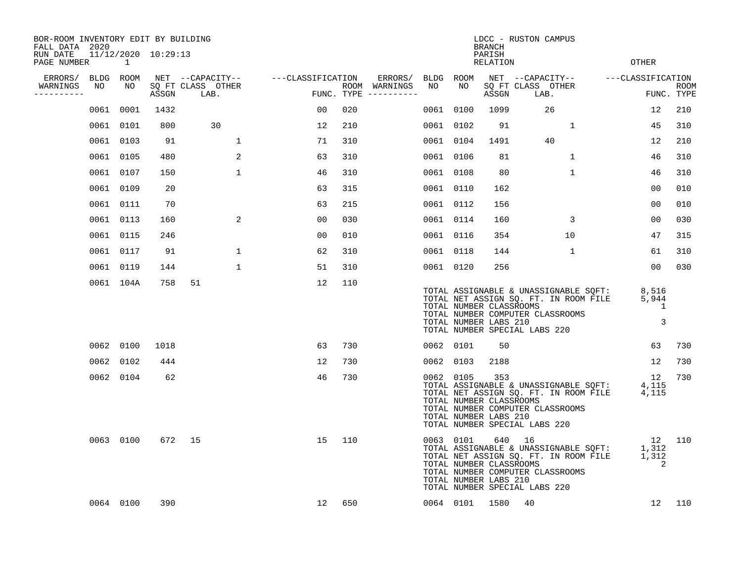BOR-ROOM INVENTORY EDIT BY BUILDING
FALL DATA 2020
RUN DATE 11/12/2020 10:29:13
PAGE NUMBER 1

LDCC - RUSTON CAMPUS
BRANCH
PARISH
RELATION
OTHER

| ERRORS/ WARNINGS | BLDG NO | ROOM NO | NET SQ FT ASSGN | CAPACITY CLASS | CAPACITY LAB. | CAPACITY OTHER | CLASSIFICATION FUNC. | ROOM TYPE | ERRORS/ WARNINGS | BLDG NO | ROOM NO | NET SQ FT ASSGN | CAPACITY CLASS | CAPACITY LAB. | CAPACITY OTHER | CLASSIFICATION FUNC. | ROOM TYPE |
|---|---|---|---|---|---|---|---|---|---|---|---|---|---|---|---|---|---|
| | 0061 | 0001 | 1432 | | | | 00 | 020 | | 0061 | 0100 | 1099 | | 26 | | 12 | 210 |
| | 0061 | 0101 | 800 | | 30 | | 12 | 210 | | 0061 | 0102 | 91 | | | 1 | 45 | 310 |
| | 0061 | 0103 | 91 | | | 1 | 71 | 310 | | 0061 | 0104 | 1491 | | 40 | | 12 | 210 |
| | 0061 | 0105 | 480 | | | 2 | 63 | 310 | | 0061 | 0106 | 81 | | | 1 | 46 | 310 |
| | 0061 | 0107 | 150 | | | 1 | 46 | 310 | | 0061 | 0108 | 80 | | | 1 | 46 | 310 |
| | 0061 | 0109 | 20 | | | | 63 | 315 | | 0061 | 0110 | 162 | | | | 00 | 010 |
| | 0061 | 0111 | 70 | | | | 63 | 215 | | 0061 | 0112 | 156 | | | | 00 | 010 |
| | 0061 | 0113 | 160 | | | 2 | 00 | 030 | | 0061 | 0114 | 160 | | | 3 | 00 | 030 |
| | 0061 | 0115 | 246 | | | | 00 | 010 | | 0061 | 0116 | 354 | | | 10 | 47 | 315 |
| | 0061 | 0117 | 91 | | | 1 | 62 | 310 | | 0061 | 0118 | 144 | | | 1 | 61 | 310 |
| | 0061 | 0119 | 144 | | | 1 | 51 | 310 | | 0061 | 0120 | 256 | | | | 00 | 030 |
| | 0061 | 104A | 758 | 51 | | | 12 | 110 | | | | | | | | | |

TOTAL ASSIGNABLE & UNASSIGNABLE SQFT: 8,516
TOTAL NET ASSIGN SQ. FT. IN ROOM FILE 5,944
TOTAL NUMBER CLASSROOMS 1
TOTAL NUMBER COMPUTER CLASSROOMS
TOTAL NUMBER LABS 210 3
TOTAL NUMBER SPECIAL LABS 220

| ERRORS/ WARNINGS | BLDG NO | ROOM NO | NET SQ FT ASSGN | CAPACITY CLASS | CAPACITY LAB. | CAPACITY OTHER | CLASSIFICATION FUNC. | ROOM TYPE | ERRORS/ WARNINGS | BLDG NO | ROOM NO | NET SQ FT ASSGN | CAPACITY CLASS | CAPACITY LAB. | CAPACITY OTHER | CLASSIFICATION FUNC. | ROOM TYPE |
|---|---|---|---|---|---|---|---|---|---|---|---|---|---|---|---|---|---|
| | 0062 | 0100 | 1018 | | | | 63 | 730 | | 0062 | 0101 | 50 | | | | 63 | 730 |
| | 0062 | 0102 | 444 | | | | 12 | 730 | | 0062 | 0103 | 2188 | | | | 12 | 730 |
| | 0062 | 0104 | 62 | | | | 46 | 730 | | 0062 | 0105 | 353 | | | | 12 | 730 |

TOTAL ASSIGNABLE & UNASSIGNABLE SQFT: 4,115
TOTAL NET ASSIGN SQ. FT. IN ROOM FILE 4,115
TOTAL NUMBER CLASSROOMS
TOTAL NUMBER COMPUTER CLASSROOMS
TOTAL NUMBER LABS 210
TOTAL NUMBER SPECIAL LABS 220

| ERRORS/ WARNINGS | BLDG NO | ROOM NO | NET SQ FT ASSGN | CAPACITY CLASS | CAPACITY LAB. | CAPACITY OTHER | CLASSIFICATION FUNC. | ROOM TYPE | ERRORS/ WARNINGS | BLDG NO | ROOM NO | NET SQ FT ASSGN | CAPACITY CLASS | CAPACITY LAB. | CAPACITY OTHER | CLASSIFICATION FUNC. | ROOM TYPE |
|---|---|---|---|---|---|---|---|---|---|---|---|---|---|---|---|---|---|
| | 0063 | 0100 | 672 | 15 | | | 15 | 110 | | 0063 | 0101 | 640 | 16 | | | 12 | 110 |

TOTAL ASSIGNABLE & UNASSIGNABLE SQFT: 1,312
TOTAL NET ASSIGN SQ. FT. IN ROOM FILE 1,312
TOTAL NUMBER CLASSROOMS 2
TOTAL NUMBER COMPUTER CLASSROOMS
TOTAL NUMBER LABS 210
TOTAL NUMBER SPECIAL LABS 220

| ERRORS/ WARNINGS | BLDG NO | ROOM NO | NET SQ FT ASSGN | CAPACITY CLASS | CAPACITY LAB. | CAPACITY OTHER | CLASSIFICATION FUNC. | ROOM TYPE | ERRORS/ WARNINGS | BLDG NO | ROOM NO | NET SQ FT ASSGN | CAPACITY CLASS | CAPACITY LAB. | CAPACITY OTHER | CLASSIFICATION FUNC. | ROOM TYPE |
|---|---|---|---|---|---|---|---|---|---|---|---|---|---|---|---|---|---|
| | 0064 | 0100 | 390 | | | | 12 | 650 | | 0064 | 0101 | 1580 | 40 | | | 12 | 110 |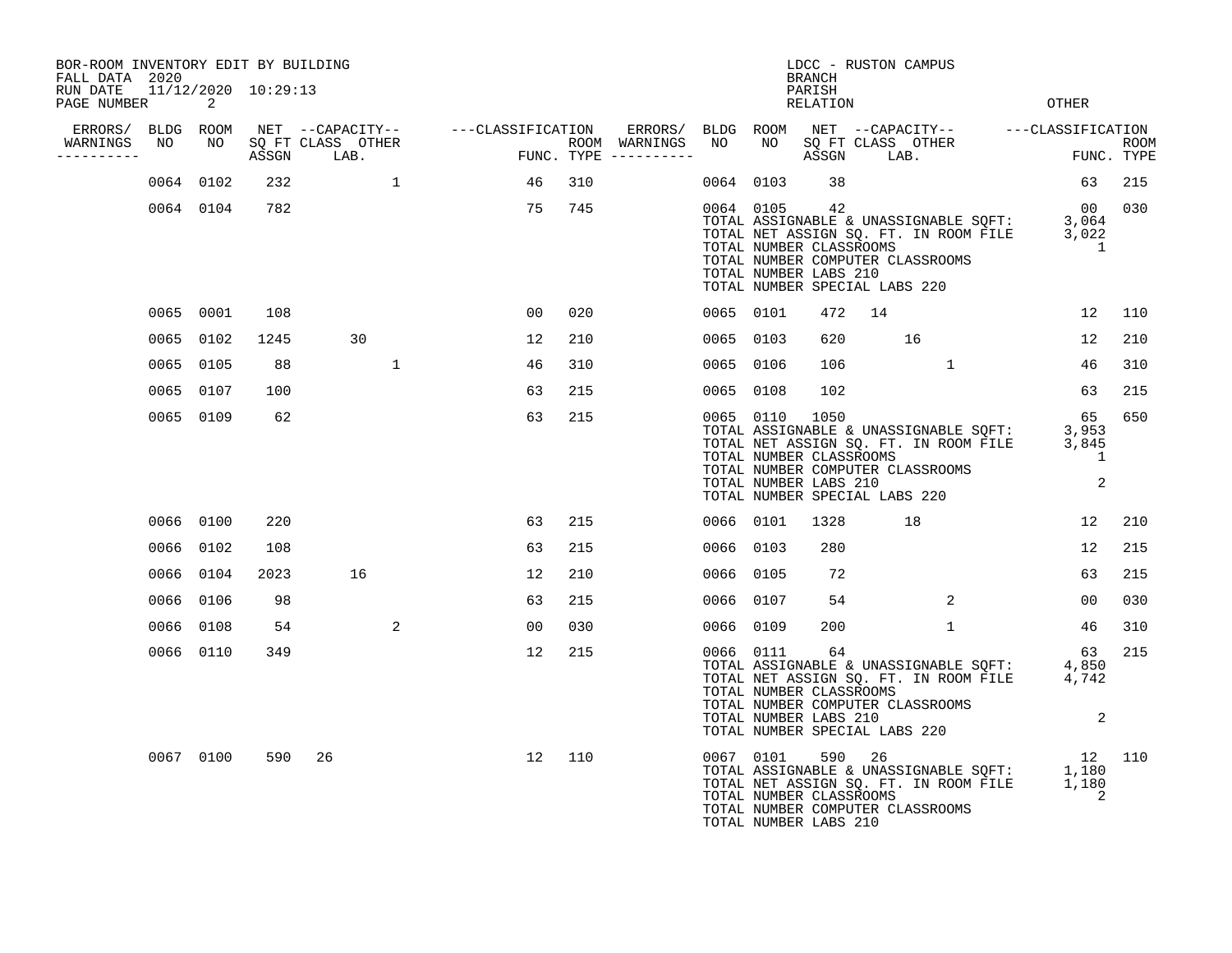BOR-ROOM INVENTORY EDIT BY BUILDING
FALL DATA 2020
RUN DATE 11/12/2020 10:29:13

LDCC - RUSTON CAMPUS
BRANCH
PARISH
RELATION
OTHER

| ERRORS/ WARNINGS | BLDG NO | ROOM NO | NET SQ FT ASSGN | CAPACITY CLASS | CAPACITY LAB. | CAPACITY OTHER | CLASSIFICATION FUNC. | ROOM TYPE | ERRORS/ WARNINGS | BLDG NO | ROOM NO | NET SQ FT ASSGN | CAPACITY CLASS | CAPACITY LAB. | CAPACITY OTHER | CLASSIFICATION FUNC. | ROOM TYPE |
|---|---|---|---|---|---|---|---|---|---|---|---|---|---|---|---|---|---|
| | 0064 | 0102 | 232 | | | 1 | 46 | 310 | | 0064 | 0103 | 38 | | | | 63 | 215 |
| | 0064 | 0104 | 782 | | | | 75 | 745 | | 0064 | 0105 | 42 | | | | 00 | 030 |
| | | | | | | | | | | TOTAL ASSIGNABLE & UNASSIGNABLE SQFT: | | | | | | 3,064 | |
| | | | | | | | | | | TOTAL NET ASSIGN SQ. FT. IN ROOM FILE | | | | | | 3,022 | |
| | | | | | | | | | | TOTAL NUMBER CLASSROOMS | | | | | | 1 | |
| | | | | | | | | | | TOTAL NUMBER COMPUTER CLASSROOMS | | | | | | | |
| | | | | | | | | | | TOTAL NUMBER LABS 210 | | | | | | | |
| | | | | | | | | | | TOTAL NUMBER SPECIAL LABS 220 | | | | | | | |
| | 0065 | 0001 | 108 | | | | 00 | 020 | | 0065 | 0101 | 472 | 14 | | | 12 | 110 |
| | 0065 | 0102 | 1245 | | 30 | | 12 | 210 | | 0065 | 0103 | 620 | | 16 | | 12 | 210 |
| | 0065 | 0105 | 88 | | | 1 | 46 | 310 | | 0065 | 0106 | 106 | | | 1 | 46 | 310 |
| | 0065 | 0107 | 100 | | | | 63 | 215 | | 0065 | 0108 | 102 | | | | 63 | 215 |
| | 0065 | 0109 | 62 | | | | 63 | 215 | | 0065 | 0110 | 1050 | | | | 65 | 650 |
| | | | | | | | | | | TOTAL ASSIGNABLE & UNASSIGNABLE SQFT: | | | | | | 3,953 | |
| | | | | | | | | | | TOTAL NET ASSIGN SQ. FT. IN ROOM FILE | | | | | | 3,845 | |
| | | | | | | | | | | TOTAL NUMBER CLASSROOMS | | | | | | 1 | |
| | | | | | | | | | | TOTAL NUMBER COMPUTER CLASSROOMS | | | | | | | |
| | | | | | | | | | | TOTAL NUMBER LABS 210 | | | | | | 2 | |
| | | | | | | | | | | TOTAL NUMBER SPECIAL LABS 220 | | | | | | | |
| | 0066 | 0100 | 220 | | | | 63 | 215 | | 0066 | 0101 | 1328 | | 18 | | 12 | 210 |
| | 0066 | 0102 | 108 | | | | 63 | 215 | | 0066 | 0103 | 280 | | | | 12 | 215 |
| | 0066 | 0104 | 2023 | | 16 | | 12 | 210 | | 0066 | 0105 | 72 | | | | 63 | 215 |
| | 0066 | 0106 | 98 | | | | 63 | 215 | | 0066 | 0107 | 54 | | | 2 | 00 | 030 |
| | 0066 | 0108 | 54 | | | 2 | 00 | 030 | | 0066 | 0109 | 200 | | | 1 | 46 | 310 |
| | 0066 | 0110 | 349 | | | | 12 | 215 | | 0066 | 0111 | 64 | | | | 63 | 215 |
| | | | | | | | | | | TOTAL ASSIGNABLE & UNASSIGNABLE SQFT: | | | | | | 4,850 | |
| | | | | | | | | | | TOTAL NET ASSIGN SQ. FT. IN ROOM FILE | | | | | | 4,742 | |
| | | | | | | | | | | TOTAL NUMBER CLASSROOMS | | | | | | | |
| | | | | | | | | | | TOTAL NUMBER COMPUTER CLASSROOMS | | | | | | | |
| | | | | | | | | | | TOTAL NUMBER LABS 210 | | | | | | 2 | |
| | | | | | | | | | | TOTAL NUMBER SPECIAL LABS 220 | | | | | | | |
| | 0067 | 0100 | 590 | 26 | | | 12 | 110 | | 0067 | 0101 | 590 | 26 | | | 12 | 110 |
| | | | | | | | | | | TOTAL ASSIGNABLE & UNASSIGNABLE SQFT: | | | | | | 1,180 | |
| | | | | | | | | | | TOTAL NET ASSIGN SQ. FT. IN ROOM FILE | | | | | | 1,180 | |
| | | | | | | | | | | TOTAL NUMBER CLASSROOMS | | | | | | 2 | |
| | | | | | | | | | | TOTAL NUMBER COMPUTER CLASSROOMS | | | | | | | |
| | | | | | | | | | | TOTAL NUMBER LABS 210 | | | | | | | |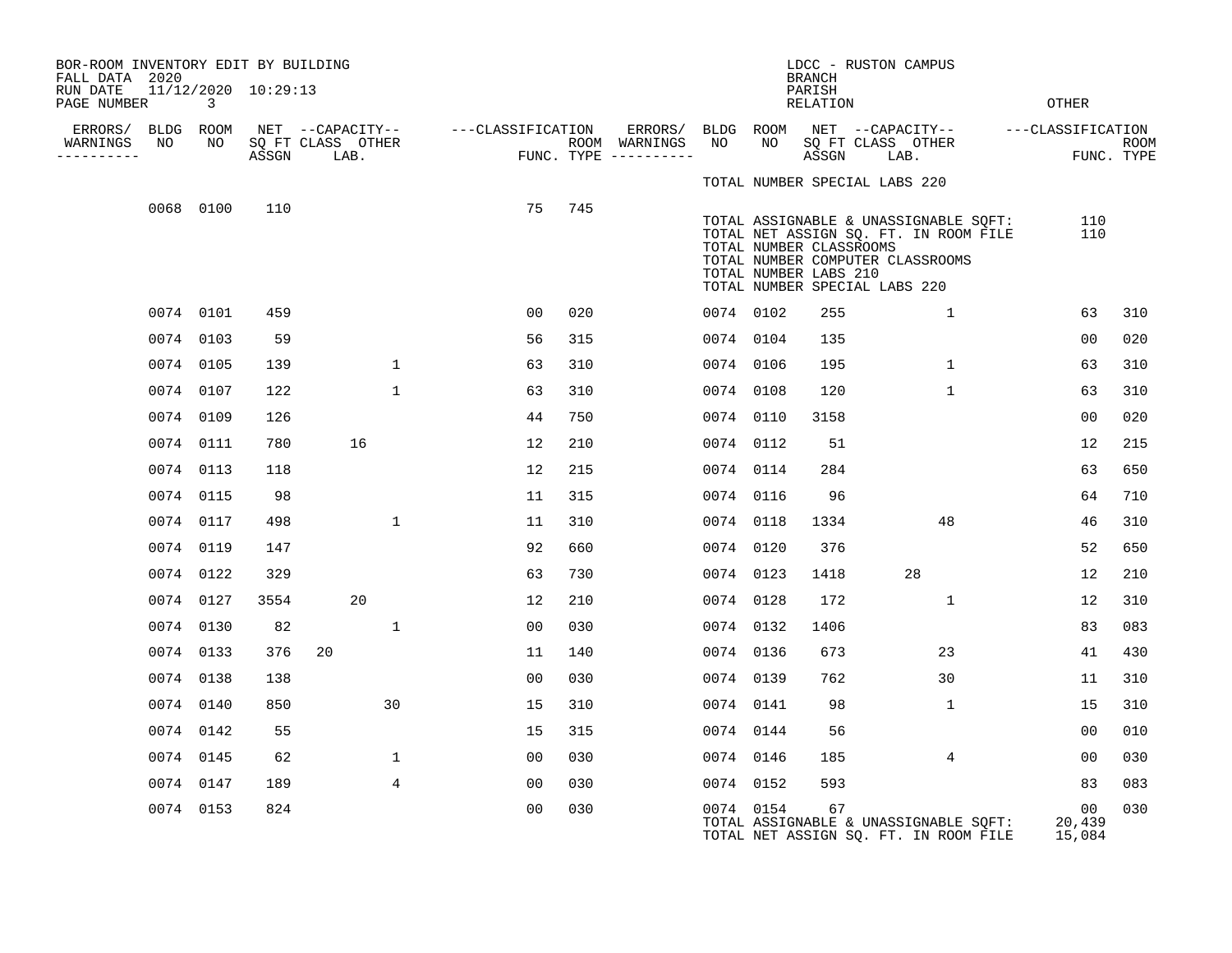BOR-ROOM INVENTORY EDIT BY BUILDING
FALL DATA 2020
RUN DATE 11/12/2020 10:29:13
PAGE NUMBER 3

LDCC - RUSTON CAMPUS
BRANCH
PARISH
RELATION
OTHER

| ERRORS/ WARNINGS | BLDG NO | ROOM NO | NET SQ FT ASSGN | CAPACITY CLASS | CAPACITY LAB. | CAPACITY OTHER | CLASSIFICATION FUNC. | ROOM TYPE | ERRORS/ WARNINGS | BLDG NO | ROOM NO | NET SQ FT ASSGN | CAPACITY CLASS | CAPACITY LAB. | CAPACITY OTHER | CLASSIFICATION FUNC. | ROOM TYPE |
|---|---|---|---|---|---|---|---|---|---|---|---|---|---|---|---|---|---|
| | | | | | | | | | | TOTAL NUMBER SPECIAL LABS 220 | | | | | | | |
| | 0068 | 0100 | 110 | | | | 75 | 745 | | | | | | | | | |
| | | | | | | | | | | TOTAL ASSIGNABLE & UNASSIGNABLE SQFT: | | | | | | 110 | |
| | | | | | | | | | | TOTAL NET ASSIGN SQ. FT. IN ROOM FILE | | | | | | 110 | |
| | | | | | | | | | | TOTAL NUMBER CLASSROOMS | | | | | | | |
| | | | | | | | | | | TOTAL NUMBER COMPUTER CLASSROOMS | | | | | | | |
| | | | | | | | | | | TOTAL NUMBER LABS 210 | | | | | | | |
| | | | | | | | | | | TOTAL NUMBER SPECIAL LABS 220 | | | | | | | |
| | 0074 | 0101 | 459 | | | | 00 | 020 | | 0074 | 0102 | 255 | | | 1 | 63 | 310 |
| | 0074 | 0103 | 59 | | | | 56 | 315 | | 0074 | 0104 | 135 | | | | 00 | 020 |
| | 0074 | 0105 | 139 | | | 1 | 63 | 310 | | 0074 | 0106 | 195 | | | 1 | 63 | 310 |
| | 0074 | 0107 | 122 | | | 1 | 63 | 310 | | 0074 | 0108 | 120 | | | 1 | 63 | 310 |
| | 0074 | 0109 | 126 | | | | 44 | 750 | | 0074 | 0110 | 3158 | | | | 00 | 020 |
| | 0074 | 0111 | 780 | | 16 | | 12 | 210 | | 0074 | 0112 | 51 | | | | 12 | 215 |
| | 0074 | 0113 | 118 | | | | 12 | 215 | | 0074 | 0114 | 284 | | | | 63 | 650 |
| | 0074 | 0115 | 98 | | | | 11 | 315 | | 0074 | 0116 | 96 | | | | 64 | 710 |
| | 0074 | 0117 | 498 | | | 1 | 11 | 310 | | 0074 | 0118 | 1334 | | | 48 | 46 | 310 |
| | 0074 | 0119 | 147 | | | | 92 | 660 | | 0074 | 0120 | 376 | | | | 52 | 650 |
| | 0074 | 0122 | 329 | | | | 63 | 730 | | 0074 | 0123 | 1418 | | 28 | | 12 | 210 |
| | 0074 | 0127 | 3554 | | 20 | | 12 | 210 | | 0074 | 0128 | 172 | | | 1 | 12 | 310 |
| | 0074 | 0130 | 82 | | | 1 | 00 | 030 | | 0074 | 0132 | 1406 | | | | 83 | 083 |
| | 0074 | 0133 | 376 | 20 | | | 11 | 140 | | 0074 | 0136 | 673 | | | 23 | 41 | 430 |
| | 0074 | 0138 | 138 | | | | 00 | 030 | | 0074 | 0139 | 762 | | | 30 | 11 | 310 |
| | 0074 | 0140 | 850 | | | 30 | 15 | 310 | | 0074 | 0141 | 98 | | | 1 | 15 | 310 |
| | 0074 | 0142 | 55 | | | | 15 | 315 | | 0074 | 0144 | 56 | | | | 00 | 010 |
| | 0074 | 0145 | 62 | | | 1 | 00 | 030 | | 0074 | 0146 | 185 | | | 4 | 00 | 030 |
| | 0074 | 0147 | 189 | | | 4 | 00 | 030 | | 0074 | 0152 | 593 | | | | 83 | 083 |
| | 0074 | 0153 | 824 | | | | 00 | 030 | | 0074 | 0154 | 67 | | | | 00 | 030 |
| | | | | | | | | | | TOTAL ASSIGNABLE & UNASSIGNABLE SQFT: | | | | | | 20,439 | |
| | | | | | | | | | | TOTAL NET ASSIGN SQ. FT. IN ROOM FILE | | | | | | 15,084 | |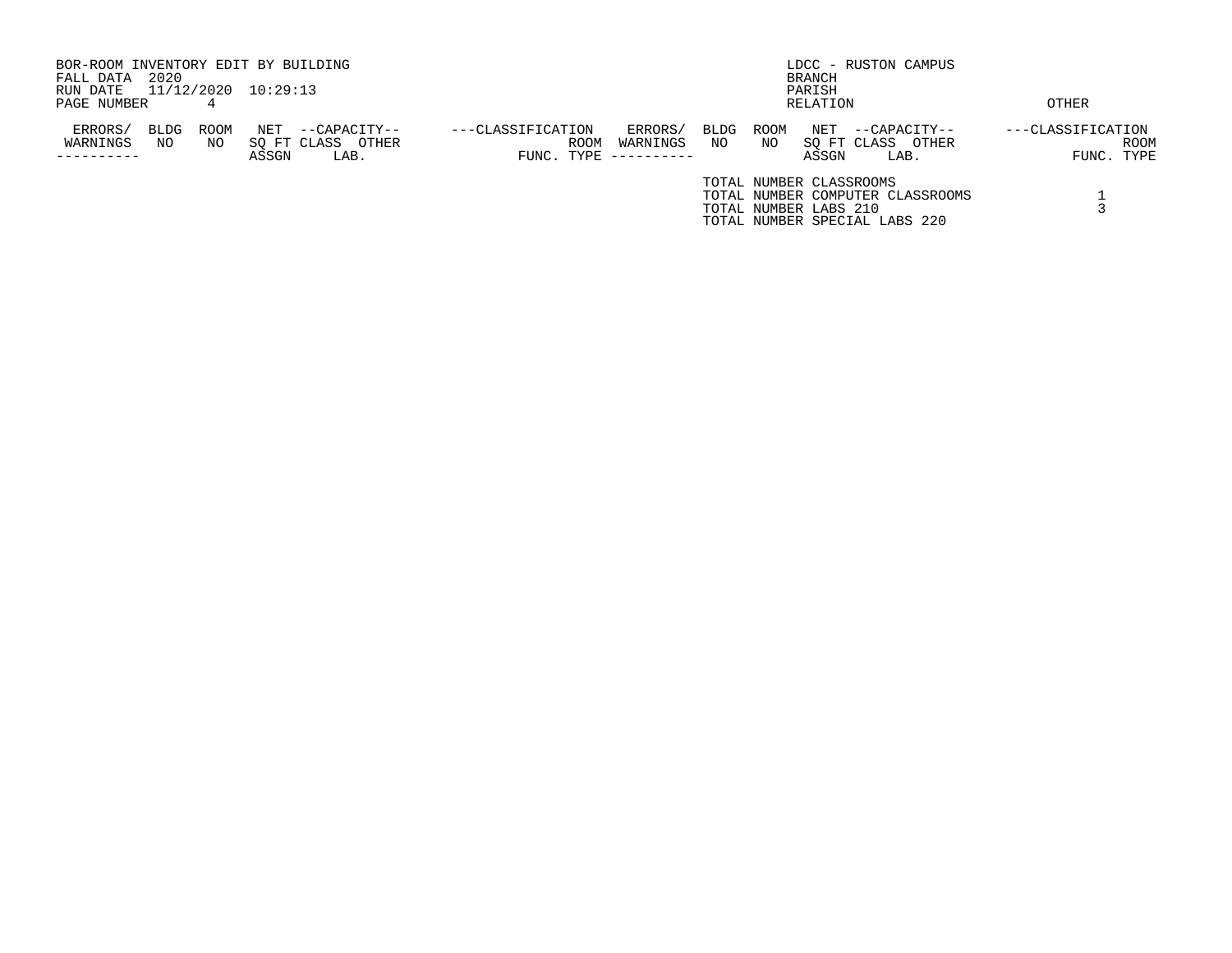BOR-ROOM INVENTORY EDIT BY BUILDING
FALL DATA 2020
RUN DATE 11/12/2020 10:29:13
PAGE NUMBER 4

LDCC - RUSTON CAMPUS
BRANCH
PARISH
RELATION

OTHER

| ERRORS/ WARNINGS | BLDG NO | ROOM NO | NET SQ FT ASSGN | --CAPACITY-- CLASS LAB. | OTHER | ---CLASSIFICATION FUNC. | ROOM TYPE | ERRORS/ WARNINGS | BLDG NO | ROOM NO | NET SQ FT ASSGN | --CAPACITY-- CLASS LAB. | OTHER | ---CLASSIFICATION FUNC. | ROOM TYPE |
|---|---|---|---|---|---|---|---|---|---|---|---|---|---|---|---|

| | |
|---|---|
| TOTAL NUMBER CLASSROOMS | |
| TOTAL NUMBER COMPUTER CLASSROOMS | 1 |
| TOTAL NUMBER LABS 210 | 3 |
| TOTAL NUMBER SPECIAL LABS 220 | |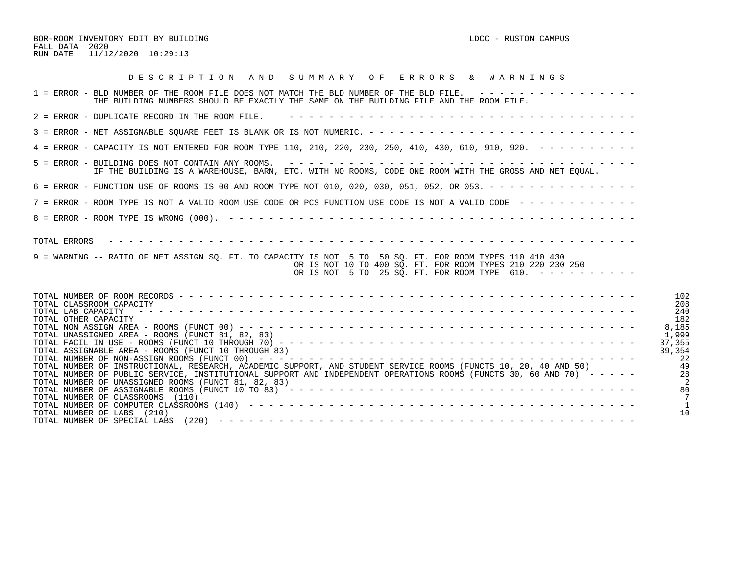BOR-ROOM INVENTORY EDIT BY BUILDING

LDCC - RUSTON CAMPUS

FALL DATA 2020

RUN DATE 11/12/2020 10:29:13

## D E S C R I P T I O N A N D S U M M A R Y O F E R R O R S & W A R N I N G S

1 = ERROR - BLD NUMBER OF THE ROOM FILE DOES NOT MATCH THE BLD NUMBER OF THE BLD FILE. - - - - - - - - - - - - - - - - - -
THE BUILDING NUMBERS SHOULD BE EXACTLY THE SAME ON THE BUILDING FILE AND THE ROOM FILE.

2 = ERROR - DUPLICATE RECORD IN THE ROOM FILE. - - - - - - - - - - - - - - - - - - - - - - - - - - - - - - - - - - - - - -

3 = ERROR - NET ASSIGNABLE SQUARE FEET IS BLANK OR IS NOT NUMERIC. - - - - - - - - - - - - - - - - - - - - - - - - - - - - -

4 = ERROR - CAPACITY IS NOT ENTERED FOR ROOM TYPE 110, 210, 220, 230, 250, 410, 430, 610, 910, 920. - - - - - - - - - - -

5 = ERROR - BUILDING DOES NOT CONTAIN ANY ROOMS. - - - - - - - - - - - - - - - - - - - - - - - - - - - - - - - - - - - - - -
IF THE BUILDING IS A WAREHOUSE, BARN, ETC. WITH NO ROOMS, CODE ONE ROOM WITH THE GROSS AND NET EQUAL.

6 = ERROR - FUNCTION USE OF ROOMS IS 00 AND ROOM TYPE NOT 010, 020, 030, 051, 052, OR 053. - - - - - - - - - - - - - - - -

7 = ERROR - ROOM TYPE IS NOT A VALID ROOM USE CODE OR PCS FUNCTION USE CODE IS NOT A VALID CODE - - - - - - - - - - - - -

8 = ERROR - ROOM TYPE IS WRONG (000). - - - - - - - - - - - - - - - - - - - - - - - - - - - - - - - - - - - - - - - - - - -

TOTAL ERRORS - - - - - - - - - - - - - - - - - - - - - - - - - - - - - - - - - - - - - - - - - - - - - - - - - - - - - - - -

9 = WARNING -- RATIO OF NET ASSIGN SQ. FT. TO CAPACITY IS NOT 5 TO 50 SQ. FT. FOR ROOM TYPES 110 410 430
OR IS NOT 10 TO 400 SQ. FT. FOR ROOM TYPES 210 220 230 250
OR IS NOT 5 TO 25 SQ. FT. FOR ROOM TYPE 610. - - - - - - - - - - -

| | |
|---|---|
| TOTAL NUMBER OF ROOM RECORDS | 102 |
| TOTAL CLASSROOM CAPACITY | 208 |
| TOTAL LAB CAPACITY | 240 |
| TOTAL OTHER CAPACITY | 182 |
| TOTAL NON ASSIGN AREA - ROOMS (FUNCT 00) | 8,185 |
| TOTAL UNASSIGNED AREA - ROOMS (FUNCT 81, 82, 83) | 1,999 |
| TOTAL FACIL IN USE - ROOMS (FUNCT 10 THROUGH 70) | 37,355 |
| TOTAL ASSIGNABLE AREA - ROOMS (FUNCT 10 THROUGH 83) | 39,354 |
| TOTAL NUMBER OF NON-ASSIGN ROOMS (FUNCT 00) | 22 |
| TOTAL NUMBER OF INSTRUCTIONAL, RESEARCH, ACADEMIC SUPPORT, AND STUDENT SERVICE ROOMS (FUNCTS 10, 20, 40 AND 50) | 49 |
| TOTAL NUMBER OF PUBLIC SERVICE, INSTITUTIONAL SUPPORT AND INDEPENDENT OPERATIONS ROOMS (FUNCTS 30, 60 AND 70) | 28 |
| TOTAL NUMBER OF UNASSIGNED ROOMS (FUNCT 81, 82, 83) | 2 |
| TOTAL NUMBER OF ASSIGNABLE ROOMS (FUNCT 10 TO 83) | 80 |
| TOTAL NUMBER OF CLASSROOMS (110) | 7 |
| TOTAL NUMBER OF COMPUTER CLASSROOMS (140) | 1 |
| TOTAL NUMBER OF LABS (210) | 10 |
| TOTAL NUMBER OF SPECIAL LABS (220) | |